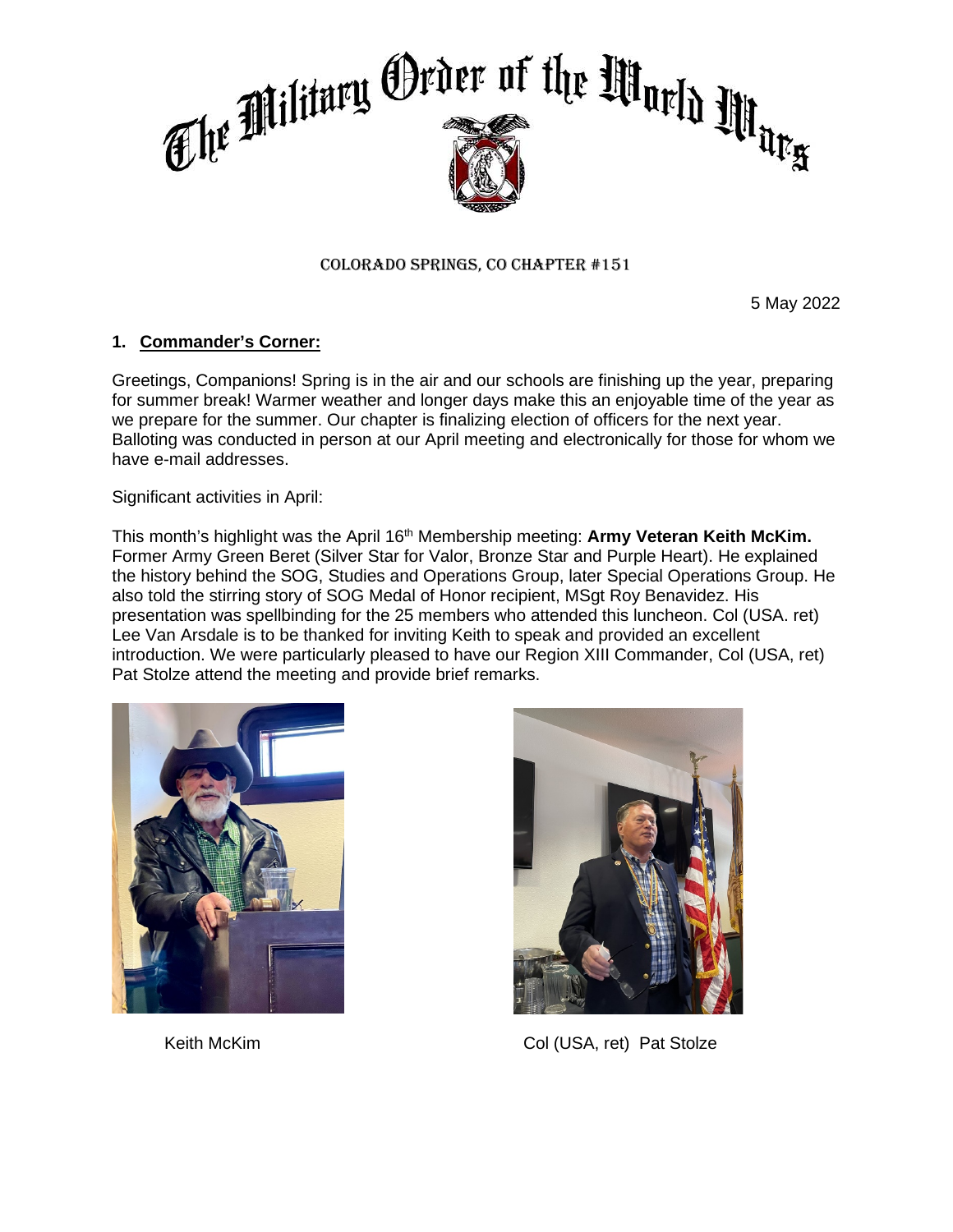# The Military Order of the World Wars

COLORADO SPRINGS, CO CHAPTER #151

5 May 2022

**1. Commander's Corner:**

Greetings, Companions! Spring is in the air and our schools are finishing up the year, preparing for summer break! Warmer weather and longer days make this an enjoyable time of the year as we prepare for the summer. Our chapter is finalizing election of officers for the next year. Balloting was conducted in person at our April meeting and electronically for those for whom we have e-mail addresses.

Significant activities in April:

This month's highlight was the April 16th Membership meeting: **Army Veteran Keith McKim.** Former Army Green Beret (Silver Star for Valor, Bronze Star and Purple Heart). He explained the history behind the SOG, Studies and Operations Group, later Special Operations Group. He also told the stirring story of SOG Medal of Honor recipient, MSgt Roy Benavidez. His presentation was spellbinding for the 25 members who attended this luncheon. Col (USA. ret) Lee Van Arsdale is to be thanked for inviting Keith to speak and provided an excellent introduction. We were particularly pleased to have our Region XIII Commander, Col (USA, ret) Pat Stolze attend the meeting and provide brief remarks.

Keith McKim

Col (USA, ret) Pat Stolze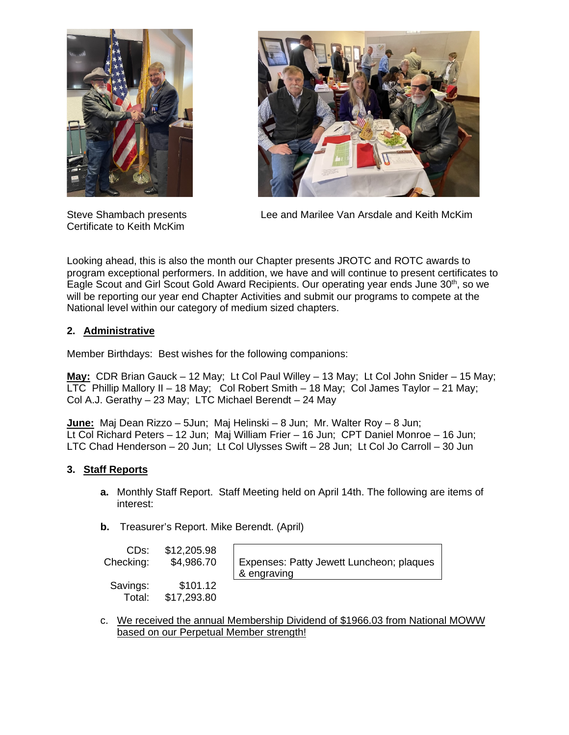Steve Shambach presents Certificate to Keith McKim

Lee and Marilee Van Arsdale and Keith McKim

Looking ahead, this is also the month our Chapter presents JROTC and ROTC awards to program exceptional performers. In addition, we have and will continue to present certificates to Eagle Scout and Girl Scout Gold Award Recipients. Our operating year ends June 30th, so we will be reporting our year end Chapter Activities and submit our programs to compete at the National level within our category of medium sized chapters.

## 2. Administrative

Member Birthdays: Best wishes for the following companions:

**May:** CDR Brian Gauck – 12 May; Lt Col Paul Willey – 13 May; Lt Col John Snider – 15 May; LTC Phillip Mallory II – 18 May; Col Robert Smith – 18 May; Col James Taylor – 21 May; Col A.J. Gerathy – 23 May; LTC Michael Berendt – 24 May

**June:** Maj Dean Rizzo – 5Jun; Maj Helinski – 8 Jun; Mr. Walter Roy – 8 Jun; Lt Col Richard Peters – 12 Jun; Maj William Frier – 16 Jun; CPT Daniel Monroe – 16 Jun; LTC Chad Henderson – 20 Jun; Lt Col Ulysses Swift – 28 Jun; Lt Col Jo Carroll – 30 Jun

## 3. Staff Reports

**a.** Monthly Staff Report. Staff Meeting held on April 14th. The following are items of interest:

**b.** Treasurer's Report. Mike Berendt. (April)

| | |
|---|---|
| CDs: | $12,205.98 |
| Checking: | $4,986.70 |
| Savings: | $101.12 |
| Total: | $17,293.80 |

Expenses: Patty Jewett Luncheon; plaques & engraving

c. We received the annual Membership Dividend of $1966.03 from National MOWW based on our Perpetual Member strength!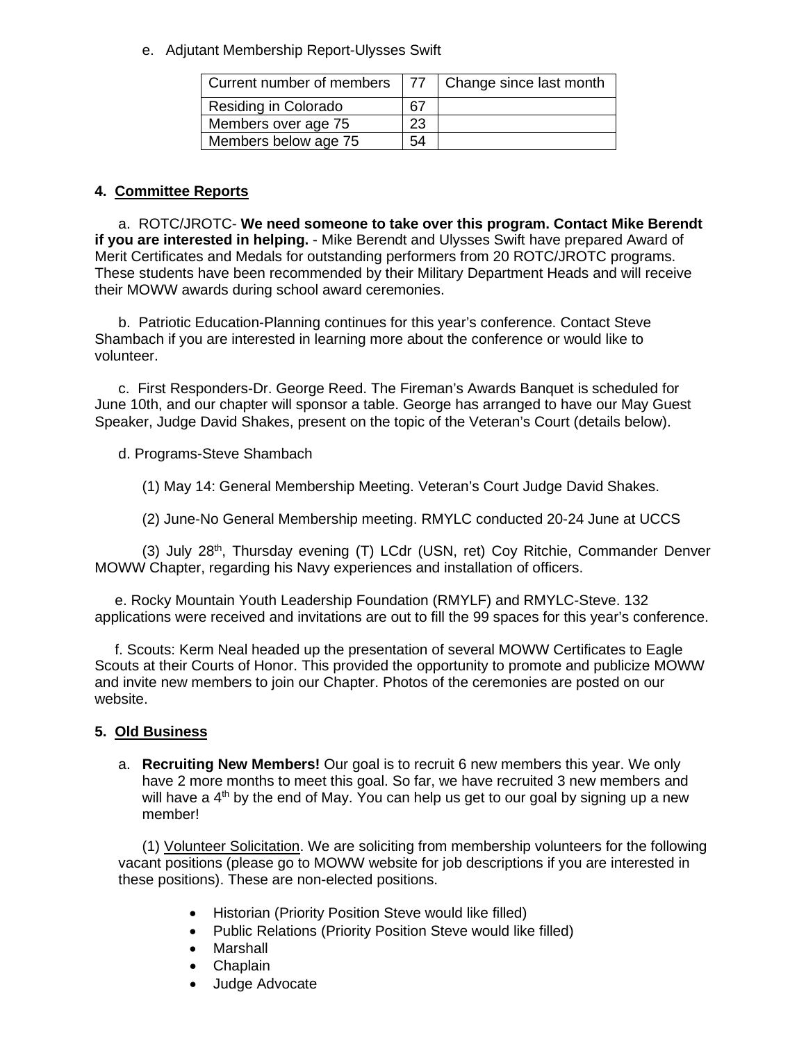e. Adjutant Membership Report-Ulysses Swift

| Current number of members | 77 | Change since last month |
|---|---|---|
| Residing in Colorado | 67 | |
| Members over age 75 | 23 | |
| Members below age 75 | 54 | |

**4. Committee Reports**

a. ROTC/JROTC- **We need someone to take over this program. Contact Mike Berendt if you are interested in helping.** - Mike Berendt and Ulysses Swift have prepared Award of Merit Certificates and Medals for outstanding performers from 20 ROTC/JROTC programs. These students have been recommended by their Military Department Heads and will receive their MOWW awards during school award ceremonies.

b. Patriotic Education-Planning continues for this year's conference. Contact Steve Shambach if you are interested in learning more about the conference or would like to volunteer.

c. First Responders-Dr. George Reed. The Fireman's Awards Banquet is scheduled for June 10th, and our chapter will sponsor a table. George has arranged to have our May Guest Speaker, Judge David Shakes, present on the topic of the Veteran's Court (details below).

d. Programs-Steve Shambach

(1) May 14: General Membership Meeting. Veteran's Court Judge David Shakes.

(2) June-No General Membership meeting. RMYLC conducted 20-24 June at UCCS

(3) July 28th, Thursday evening (T) LCdr (USN, ret) Coy Ritchie, Commander Denver MOWW Chapter, regarding his Navy experiences and installation of officers.

e. Rocky Mountain Youth Leadership Foundation (RMYLF) and RMYLC-Steve. 132 applications were received and invitations are out to fill the 99 spaces for this year's conference.

f. Scouts: Kerm Neal headed up the presentation of several MOWW Certificates to Eagle Scouts at their Courts of Honor. This provided the opportunity to promote and publicize MOWW and invite new members to join our Chapter. Photos of the ceremonies are posted on our website.

**5. Old Business**

a. **Recruiting New Members!** Our goal is to recruit 6 new members this year. We only have 2 more months to meet this goal. So far, we have recruited 3 new members and will have a 4th by the end of May. You can help us get to our goal by signing up a new member!

(1) Volunteer Solicitation. We are soliciting from membership volunteers for the following vacant positions (please go to MOWW website for job descriptions if you are interested in these positions). These are non-elected positions.

- Historian (Priority Position Steve would like filled)
- Public Relations (Priority Position Steve would like filled)
- Marshall
- Chaplain
- Judge Advocate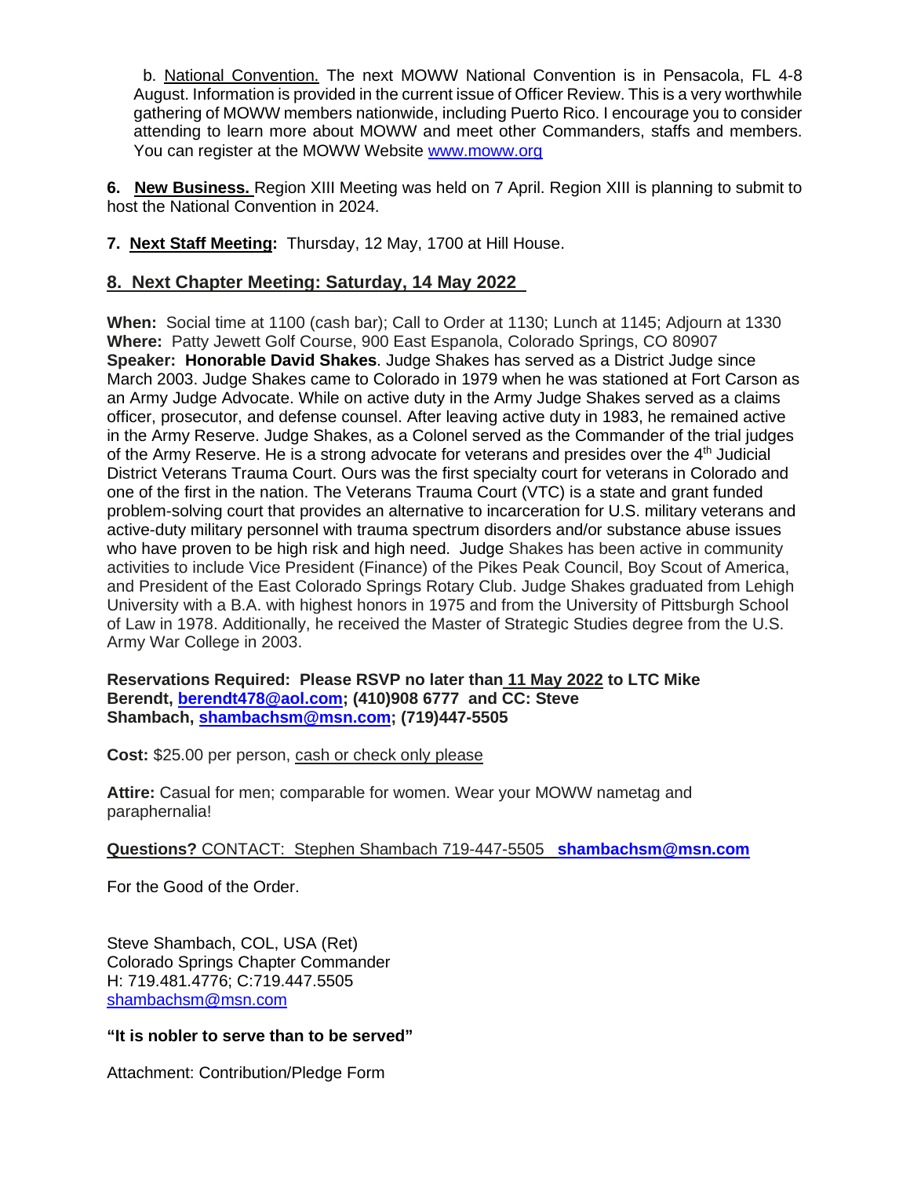b. National Convention. The next MOWW National Convention is in Pensacola, FL 4-8 August. Information is provided in the current issue of Officer Review. This is a very worthwhile gathering of MOWW members nationwide, including Puerto Rico. I encourage you to consider attending to learn more about MOWW and meet other Commanders, staffs and members. You can register at the MOWW Website www.moww.org

**6. New Business.** Region XIII Meeting was held on 7 April. Region XIII is planning to submit to host the National Convention in 2024.

**7. Next Staff Meeting:** Thursday, 12 May, 1700 at Hill House.

## 8. Next Chapter Meeting: Saturday, 14 May 2022

**When:** Social time at 1100 (cash bar); Call to Order at 1130; Lunch at 1145; Adjourn at 1330
**Where:** Patty Jewett Golf Course, 900 East Espanola, Colorado Springs, CO 80907
**Speaker: Honorable David Shakes**. Judge Shakes has served as a District Judge since March 2003. Judge Shakes came to Colorado in 1979 when he was stationed at Fort Carson as an Army Judge Advocate. While on active duty in the Army Judge Shakes served as a claims officer, prosecutor, and defense counsel. After leaving active duty in 1983, he remained active in the Army Reserve. Judge Shakes, as a Colonel served as the Commander of the trial judges of the Army Reserve. He is a strong advocate for veterans and presides over the 4th Judicial District Veterans Trauma Court. Ours was the first specialty court for veterans in Colorado and one of the first in the nation. The Veterans Trauma Court (VTC) is a state and grant funded problem-solving court that provides an alternative to incarceration for U.S. military veterans and active-duty military personnel with trauma spectrum disorders and/or substance abuse issues who have proven to be high risk and high need. Judge Shakes has been active in community activities to include Vice President (Finance) of the Pikes Peak Council, Boy Scout of America, and President of the East Colorado Springs Rotary Club. Judge Shakes graduated from Lehigh University with a B.A. with highest honors in 1975 and from the University of Pittsburgh School of Law in 1978. Additionally, he received the Master of Strategic Studies degree from the U.S. Army War College in 2003.

**Reservations Required: Please RSVP no later than 11 May 2022 to LTC Mike Berendt, berendt478@aol.com; (410)908 6777 and CC: Steve Shambach, shambachsm@msn.com; (719)447-5505**

**Cost:** $25.00 per person, cash or check only please

**Attire:** Casual for men; comparable for women. Wear your MOWW nametag and paraphernalia!

**Questions?** CONTACT: Stephen Shambach 719-447-5505 **shambachsm@msn.com**

For the Good of the Order.

Steve Shambach, COL, USA (Ret)
Colorado Springs Chapter Commander
H: 719.481.4776; C:719.447.5505
shambachsm@msn.com

**"It is nobler to serve than to be served"**

Attachment: Contribution/Pledge Form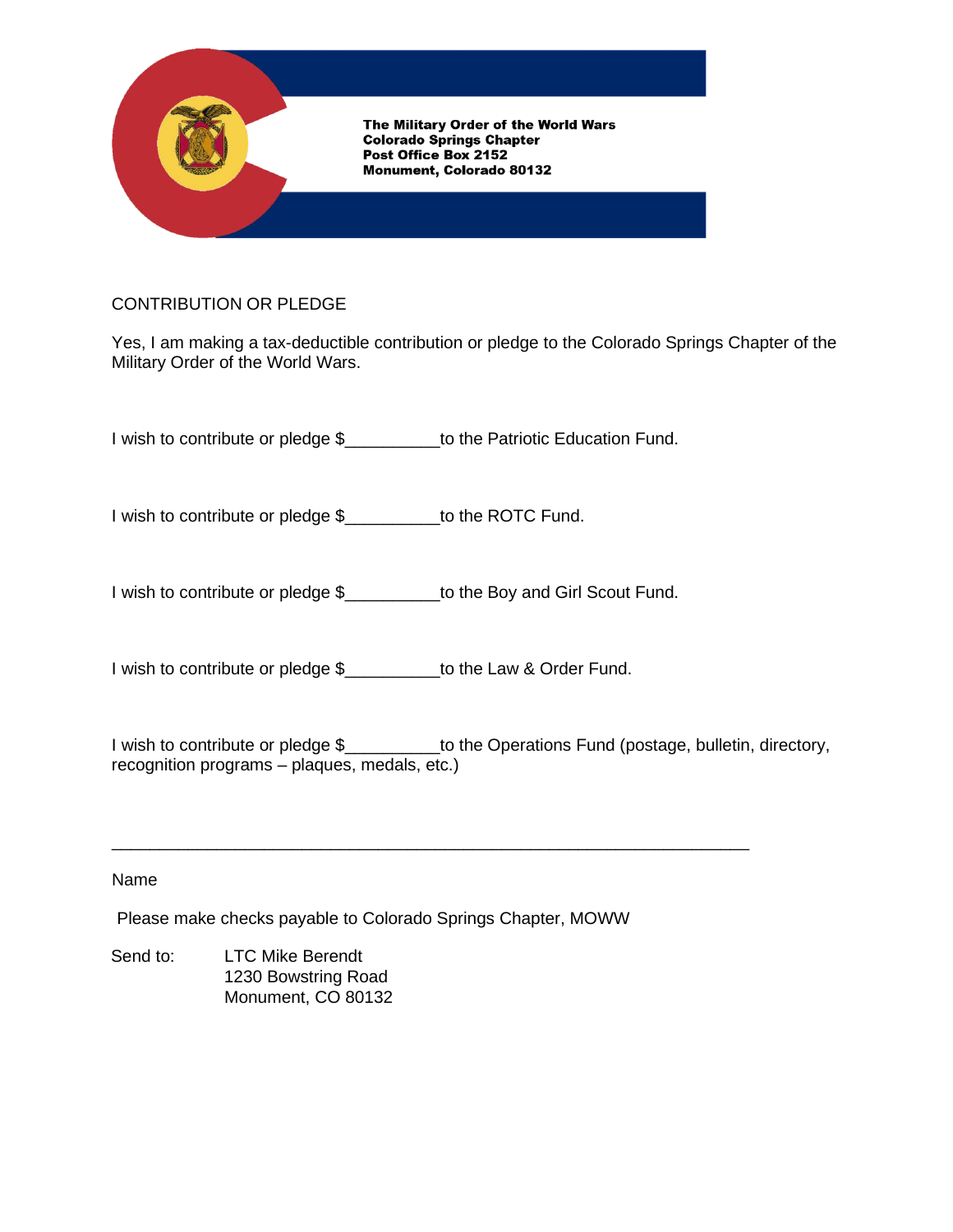**The Military Order of the World Wars**
**Colorado Springs Chapter**
**Post Office Box 2152**
**Monument, Colorado 80132**

CONTRIBUTION OR PLEDGE

Yes, I am making a tax-deductible contribution or pledge to the Colorado Springs Chapter of the Military Order of the World Wars.

I wish to contribute or pledge $__________to the Patriotic Education Fund.

I wish to contribute or pledge $__________to the ROTC Fund.

I wish to contribute or pledge $__________to the Boy and Girl Scout Fund.

I wish to contribute or pledge $__________to the Law & Order Fund.

I wish to contribute or pledge $__________to the Operations Fund (postage, bulletin, directory, recognition programs – plaques, medals, etc.)

_____________________________________________________________________

Name

Please make checks payable to Colorado Springs Chapter, MOWW

Send to: LTC Mike Berendt
1230 Bowstring Road
Monument, CO 80132